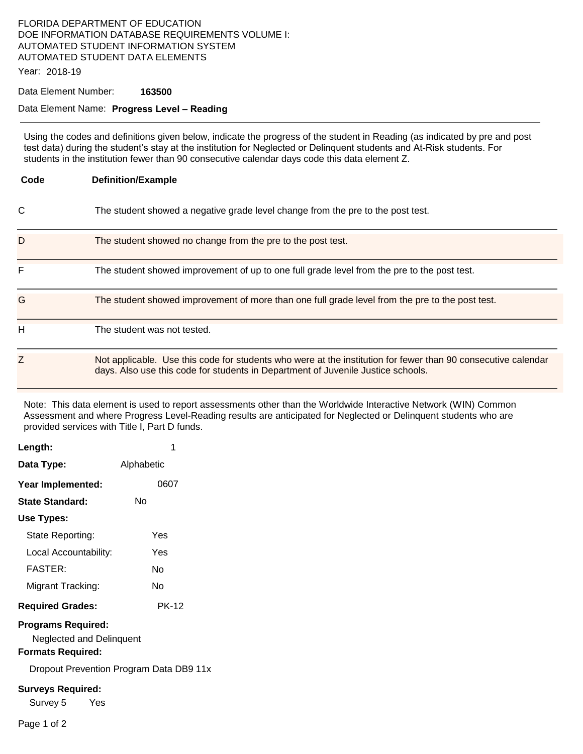FLORIDA DEPARTMENT OF EDUCATION
DOE INFORMATION DATABASE REQUIREMENTS VOLUME I:
AUTOMATED STUDENT INFORMATION SYSTEM
AUTOMATED STUDENT DATA ELEMENTS

Year: 2018-19

Data Element Number: **163500**

Data Element Name: **Progress Level – Reading**

---

Using the codes and definitions given below, indicate the progress of the student in Reading (as indicated by pre and post test data) during the student's stay at the institution for Neglected or Delinquent students and At-Risk students. For students in the institution fewer than 90 consecutive calendar days code this data element Z.

| Code | Definition/Example |
|---|---|
| C | The student showed a negative grade level change from the pre to the post test. |
| D | The student showed no change from the pre to the post test. |
| F | The student showed improvement of up to one full grade level from the pre to the post test. |
| G | The student showed improvement of more than one full grade level from the pre to the post test. |
| H | The student was not tested. |
| Z | Not applicable. Use this code for students who were at the institution for fewer than 90 consecutive calendar days. Also use this code for students in Department of Juvenile Justice schools. |

Note: This data element is used to report assessments other than the Worldwide Interactive Network (WIN) Common Assessment and where Progress Level-Reading results are anticipated for Neglected or Delinquent students who are provided services with Title I, Part D funds.

**Length:** 1

**Data Type:** Alphabetic

**Year Implemented:** 0607

**State Standard:** No

**Use Types:**

State Reporting: Yes

Local Accountability: Yes

FASTER: No

Migrant Tracking: No

**Required Grades:** PK-12

**Programs Required:**

Neglected and Delinquent

**Formats Required:**

Dropout Prevention Program Data DB9 11x

**Surveys Required:**

Survey 5 Yes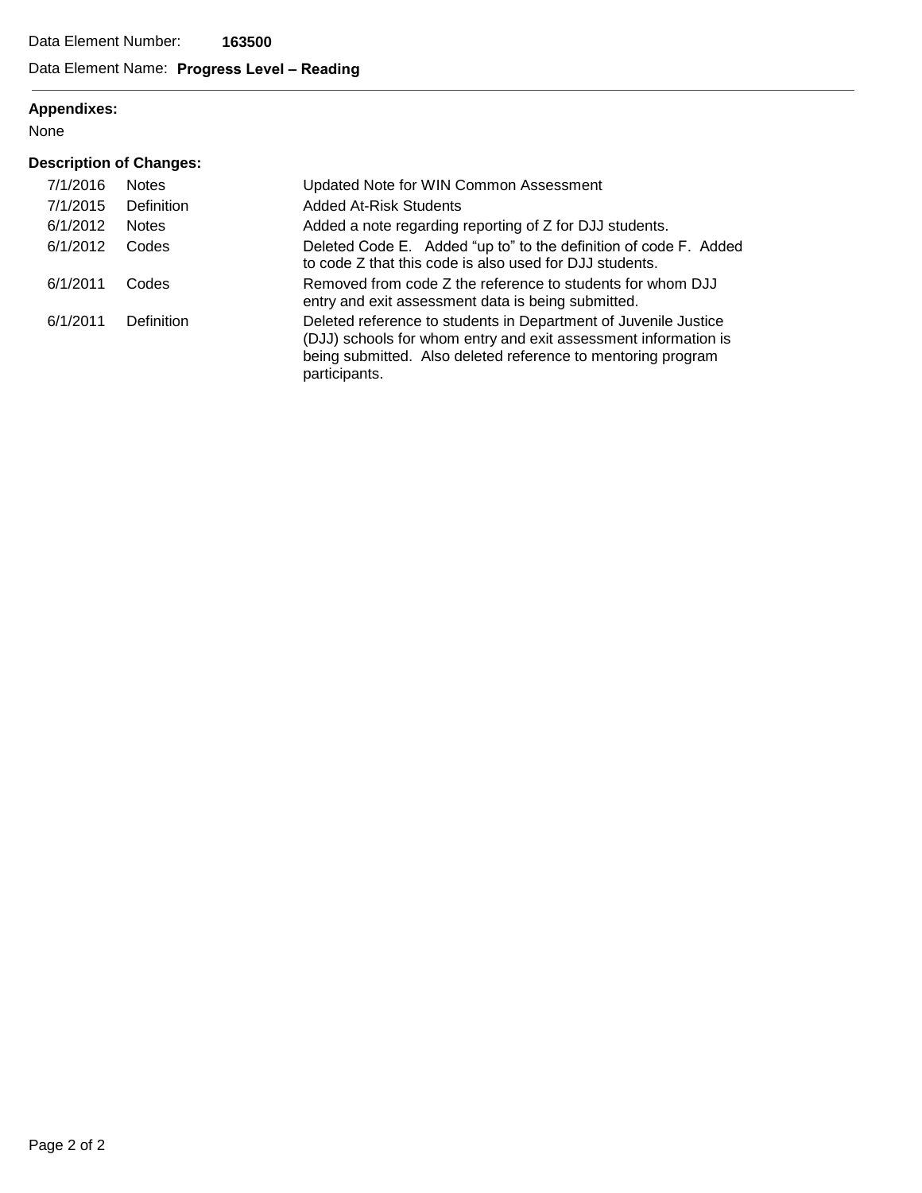Data Element Number: **163500**

Data Element Name: **Progress Level – Reading**

**Appendixes:**

None

**Description of Changes:**

| | | |
|---|---|---|
| 7/1/2016 | Notes | Updated Note for WIN Common Assessment |
| 7/1/2015 | Definition | Added At-Risk Students |
| 6/1/2012 | Notes | Added a note regarding reporting of Z for DJJ students. |
| 6/1/2012 | Codes | Deleted Code E. Added "up to" to the definition of code F. Added to code Z that this code is also used for DJJ students. |
| 6/1/2011 | Codes | Removed from code Z the reference to students for whom DJJ entry and exit assessment data is being submitted. |
| 6/1/2011 | Definition | Deleted reference to students in Department of Juvenile Justice (DJJ) schools for whom entry and exit assessment information is being submitted. Also deleted reference to mentoring program participants. |